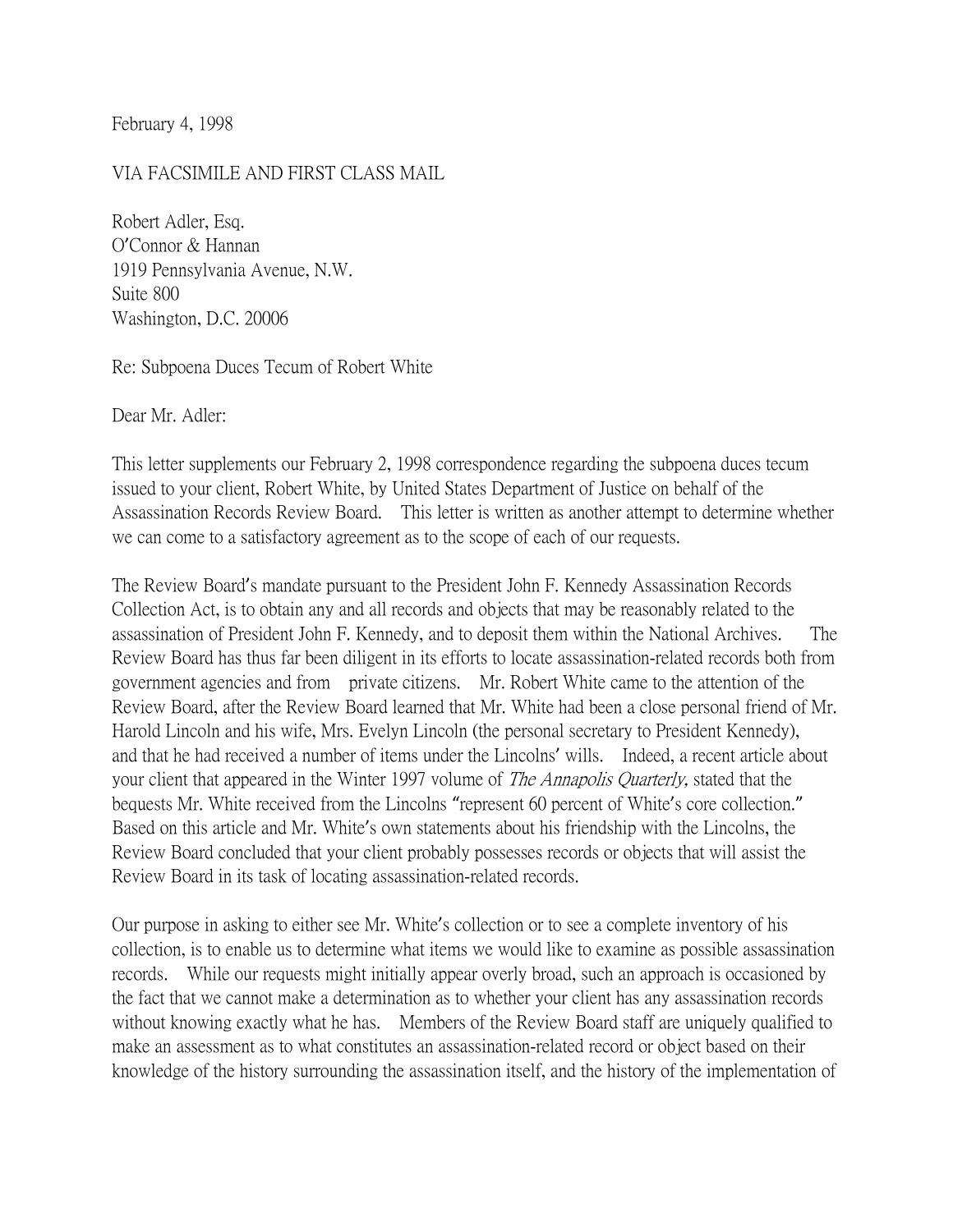February 4, 1998

VIA FACSIMILE AND FIRST CLASS MAIL

Robert Adler, Esq.
O'Connor & Hannan
1919 Pennsylvania Avenue, N.W.
Suite 800
Washington, D.C. 20006

Re: Subpoena Duces Tecum of Robert White

Dear Mr. Adler:

This letter supplements our February 2, 1998 correspondence regarding the subpoena duces tecum issued to your client, Robert White, by United States Department of Justice on behalf of the Assassination Records Review Board. This letter is written as another attempt to determine whether we can come to a satisfactory agreement as to the scope of each of our requests.

The Review Board's mandate pursuant to the President John F. Kennedy Assassination Records Collection Act, is to obtain any and all records and objects that may be reasonably related to the assassination of President John F. Kennedy, and to deposit them within the National Archives. The Review Board has thus far been diligent in its efforts to locate assassination-related records both from government agencies and from private citizens. Mr. Robert White came to the attention of the Review Board, after the Review Board learned that Mr. White had been a close personal friend of Mr. Harold Lincoln and his wife, Mrs. Evelyn Lincoln (the personal secretary to President Kennedy), and that he had received a number of items under the Lincolns' wills. Indeed, a recent article about your client that appeared in the Winter 1997 volume of *The Annapolis Quarterly,* stated that the bequests Mr. White received from the Lincolns "represent 60 percent of White's core collection." Based on this article and Mr. White's own statements about his friendship with the Lincolns, the Review Board concluded that your client probably possesses records or objects that will assist the Review Board in its task of locating assassination-related records.

Our purpose in asking to either see Mr. White's collection or to see a complete inventory of his collection, is to enable us to determine what items we would like to examine as possible assassination records. While our requests might initially appear overly broad, such an approach is occasioned by the fact that we cannot make a determination as to whether your client has any assassination records without knowing exactly what he has. Members of the Review Board staff are uniquely qualified to make an assessment as to what constitutes an assassination-related record or object based on their knowledge of the history surrounding the assassination itself, and the history of the implementation of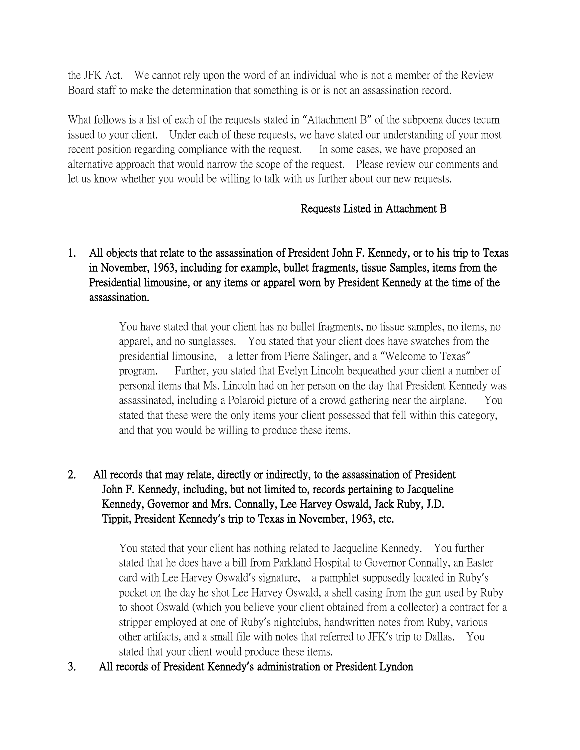the JFK Act. We cannot rely upon the word of an individual who is not a member of the Review Board staff to make the determination that something is or is not an assassination record.

What follows is a list of each of the requests stated in "Attachment B" of the subpoena duces tecum issued to your client. Under each of these requests, we have stated our understanding of your most recent position regarding compliance with the request. In some cases, we have proposed an alternative approach that would narrow the scope of the request. Please review our comments and let us know whether you would be willing to talk with us further about our new requests.

## Requests Listed in Attachment B

1. **All objects that relate to the assassination of President John F. Kennedy, or to his trip to Texas in November, 1963, including for example, bullet fragments, tissue Samples, items from the Presidential limousine, or any items or apparel worn by President Kennedy at the time of the assassination.**

   You have stated that your client has no bullet fragments, no tissue samples, no items, no apparel, and no sunglasses. You stated that your client does have swatches from the presidential limousine, a letter from Pierre Salinger, and a "Welcome to Texas" program. Further, you stated that Evelyn Lincoln bequeathed your client a number of personal items that Ms. Lincoln had on her person on the day that President Kennedy was assassinated, including a Polaroid picture of a crowd gathering near the airplane. You stated that these were the only items your client possessed that fell within this category, and that you would be willing to produce these items.

2. **All records that may relate, directly or indirectly, to the assassination of President John F. Kennedy, including, but not limited to, records pertaining to Jacqueline Kennedy, Governor and Mrs. Connally, Lee Harvey Oswald, Jack Ruby, J.D. Tippit, President Kennedy's trip to Texas in November, 1963, etc.**

   You stated that your client has nothing related to Jacqueline Kennedy. You further stated that he does have a bill from Parkland Hospital to Governor Connally, an Easter card with Lee Harvey Oswald's signature, a pamphlet supposedly located in Ruby's pocket on the day he shot Lee Harvey Oswald, a shell casing from the gun used by Ruby to shoot Oswald (which you believe your client obtained from a collector) a contract for a stripper employed at one of Ruby's nightclubs, handwritten notes from Ruby, various other artifacts, and a small file with notes that referred to JFK's trip to Dallas. You stated that your client would produce these items.

3. **All records of President Kennedy's administration or President Lyndon**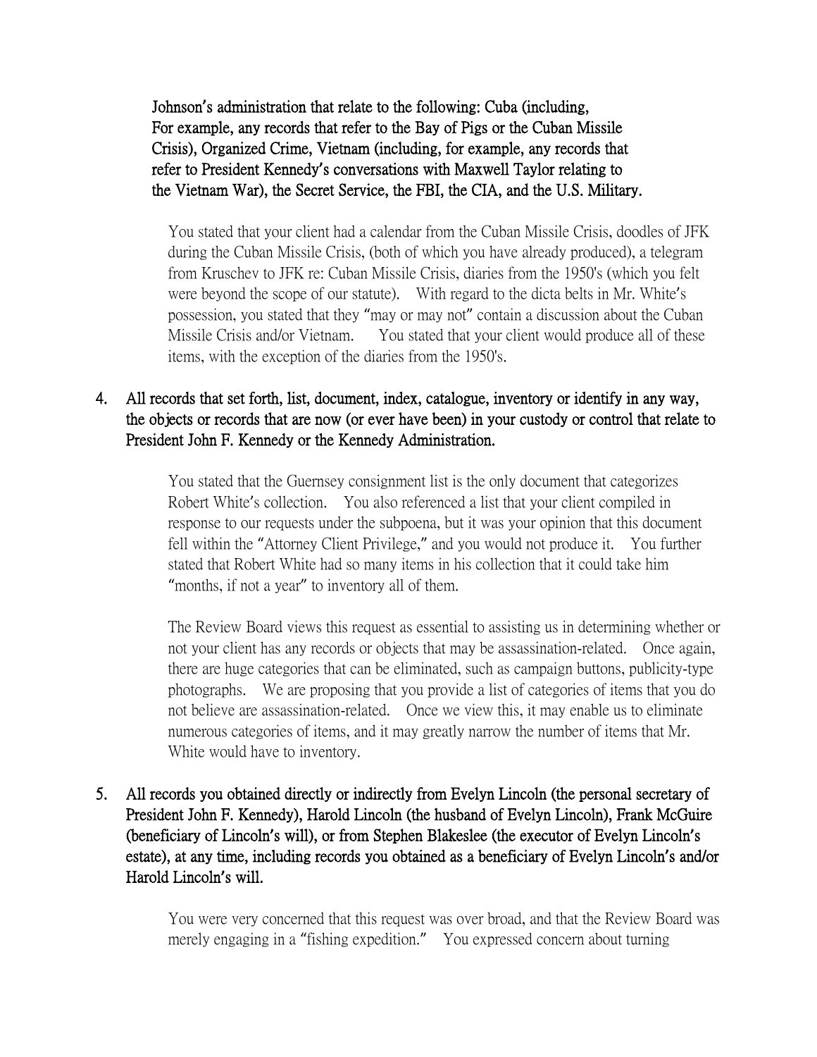**Johnson's administration that relate to the following: Cuba (including, For example, any records that refer to the Bay of Pigs or the Cuban Missile Crisis), Organized Crime, Vietnam (including, for example, any records that refer to President Kennedy's conversations with Maxwell Taylor relating to the Vietnam War), the Secret Service, the FBI, the CIA, and the U.S. Military.**

You stated that your client had a calendar from the Cuban Missile Crisis, doodles of JFK during the Cuban Missile Crisis, (both of which you have already produced), a telegram from Kruschev to JFK re: Cuban Missile Crisis, diaries from the 1950's (which you felt were beyond the scope of our statute). With regard to the dicta belts in Mr. White's possession, you stated that they "may or may not" contain a discussion about the Cuban Missile Crisis and/or Vietnam. You stated that your client would produce all of these items, with the exception of the diaries from the 1950's.

4. **All records that set forth, list, document, index, catalogue, inventory or identify in any way, the objects or records that are now (or ever have been) in your custody or control that relate to President John F. Kennedy or the Kennedy Administration.**

   You stated that the Guernsey consignment list is the only document that categorizes Robert White's collection. You also referenced a list that your client compiled in response to our requests under the subpoena, but it was your opinion that this document fell within the "Attorney Client Privilege," and you would not produce it. You further stated that Robert White had so many items in his collection that it could take him "months, if not a year" to inventory all of them.

   The Review Board views this request as essential to assisting us in determining whether or not your client has any records or objects that may be assassination-related. Once again, there are huge categories that can be eliminated, such as campaign buttons, publicity-type photographs. We are proposing that you provide a list of categories of items that you do not believe are assassination-related. Once we view this, it may enable us to eliminate numerous categories of items, and it may greatly narrow the number of items that Mr. White would have to inventory.

5. **All records you obtained directly or indirectly from Evelyn Lincoln (the personal secretary of President John F. Kennedy), Harold Lincoln (the husband of Evelyn Lincoln), Frank McGuire (beneficiary of Lincoln's will), or from Stephen Blakeslee (the executor of Evelyn Lincoln's estate), at any time, including records you obtained as a beneficiary of Evelyn Lincoln's and/or Harold Lincoln's will.**

   You were very concerned that this request was over broad, and that the Review Board was merely engaging in a "fishing expedition." You expressed concern about turning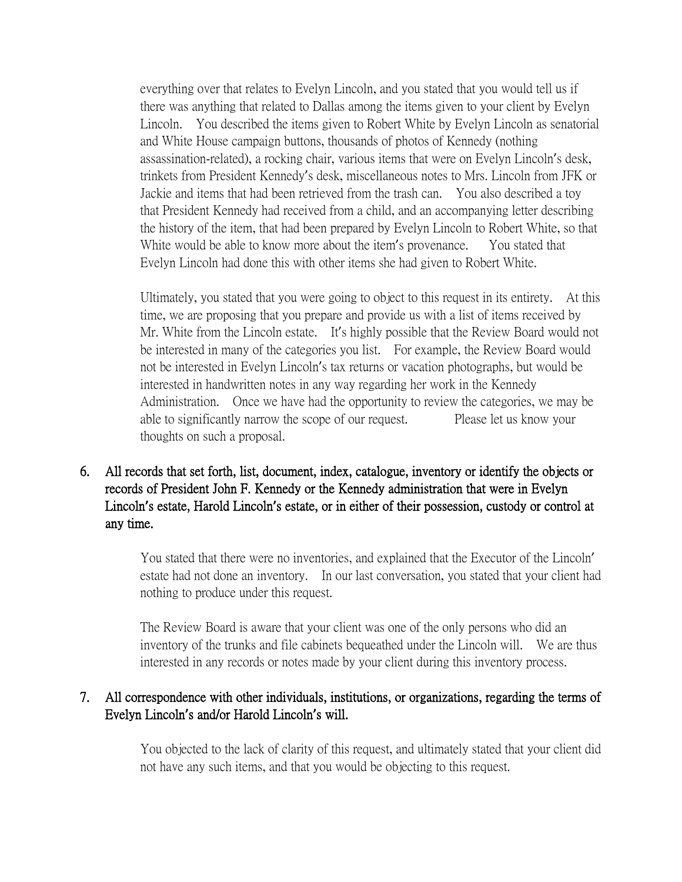everything over that relates to Evelyn Lincoln, and you stated that you would tell us if there was anything that related to Dallas among the items given to your client by Evelyn Lincoln. You described the items given to Robert White by Evelyn Lincoln as senatorial and White House campaign buttons, thousands of photos of Kennedy (nothing assassination-related), a rocking chair, various items that were on Evelyn Lincoln's desk, trinkets from President Kennedy's desk, miscellaneous notes to Mrs. Lincoln from JFK or Jackie and items that had been retrieved from the trash can. You also described a toy that President Kennedy had received from a child, and an accompanying letter describing the history of the item, that had been prepared by Evelyn Lincoln to Robert White, so that White would be able to know more about the item's provenance. You stated that Evelyn Lincoln had done this with other items she had given to Robert White.

Ultimately, you stated that you were going to object to this request in its entirety. At this time, we are proposing that you prepare and provide us with a list of items received by Mr. White from the Lincoln estate. It's highly possible that the Review Board would not be interested in many of the categories you list. For example, the Review Board would not be interested in Evelyn Lincoln's tax returns or vacation photographs, but would be interested in handwritten notes in any way regarding her work in the Kennedy Administration. Once we have had the opportunity to review the categories, we may be able to significantly narrow the scope of our request. Please let us know your thoughts on such a proposal.

6. **All records that set forth, list, document, index, catalogue, inventory or identify the objects or records of President John F. Kennedy or the Kennedy administration that were in Evelyn Lincoln's estate, Harold Lincoln's estate, or in either of their possession, custody or control at any time.**

   You stated that there were no inventories, and explained that the Executor of the Lincoln' estate had not done an inventory. In our last conversation, you stated that your client had nothing to produce under this request.

   The Review Board is aware that your client was one of the only persons who did an inventory of the trunks and file cabinets bequeathed under the Lincoln will. We are thus interested in any records or notes made by your client during this inventory process.

7. **All correspondence with other individuals, institutions, or organizations, regarding the terms of Evelyn Lincoln's and/or Harold Lincoln's will.**

   You objected to the lack of clarity of this request, and ultimately stated that your client did not have any such items, and that you would be objecting to this request.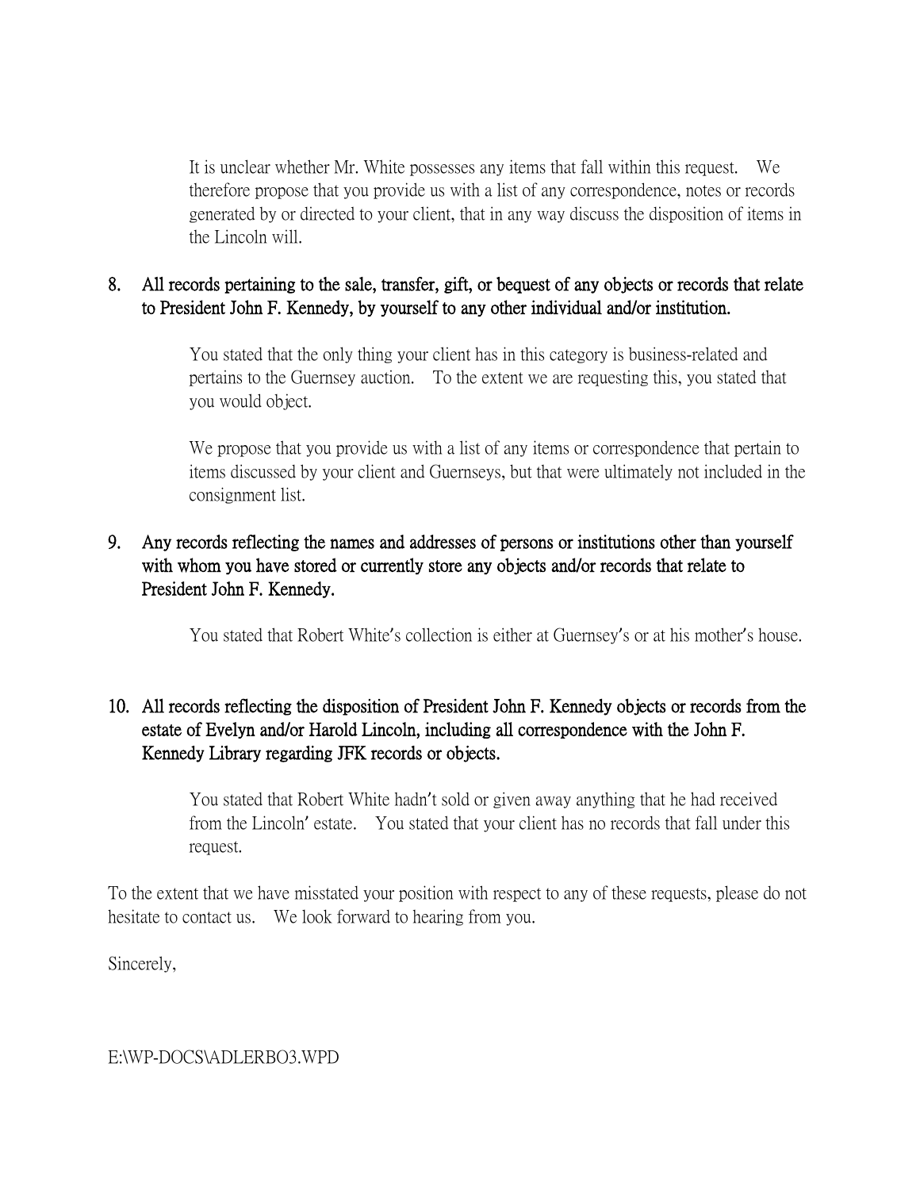It is unclear whether Mr. White possesses any items that fall within this request. We therefore propose that you provide us with a list of any correspondence, notes or records generated by or directed to your client, that in any way discuss the disposition of items in the Lincoln will.

8. **All records pertaining to the sale, transfer, gift, or bequest of any objects or records that relate to President John F. Kennedy, by yourself to any other individual and/or institution.**

   You stated that the only thing your client has in this category is business-related and pertains to the Guernsey auction. To the extent we are requesting this, you stated that you would object.

   We propose that you provide us with a list of any items or correspondence that pertain to items discussed by your client and Guernseys, but that were ultimately not included in the consignment list.

9. **Any records reflecting the names and addresses of persons or institutions other than yourself with whom you have stored or currently store any objects and/or records that relate to President John F. Kennedy.**

   You stated that Robert White's collection is either at Guernsey's or at his mother's house.

10. **All records reflecting the disposition of President John F. Kennedy objects or records from the estate of Evelyn and/or Harold Lincoln, including all correspondence with the John F. Kennedy Library regarding JFK records or objects.**

    You stated that Robert White hadn't sold or given away anything that he had received from the Lincoln' estate. You stated that your client has no records that fall under this request.

To the extent that we have misstated your position with respect to any of these requests, please do not hesitate to contact us. We look forward to hearing from you.

Sincerely,

E:\WP-DOCS\ADLERBO3.WPD